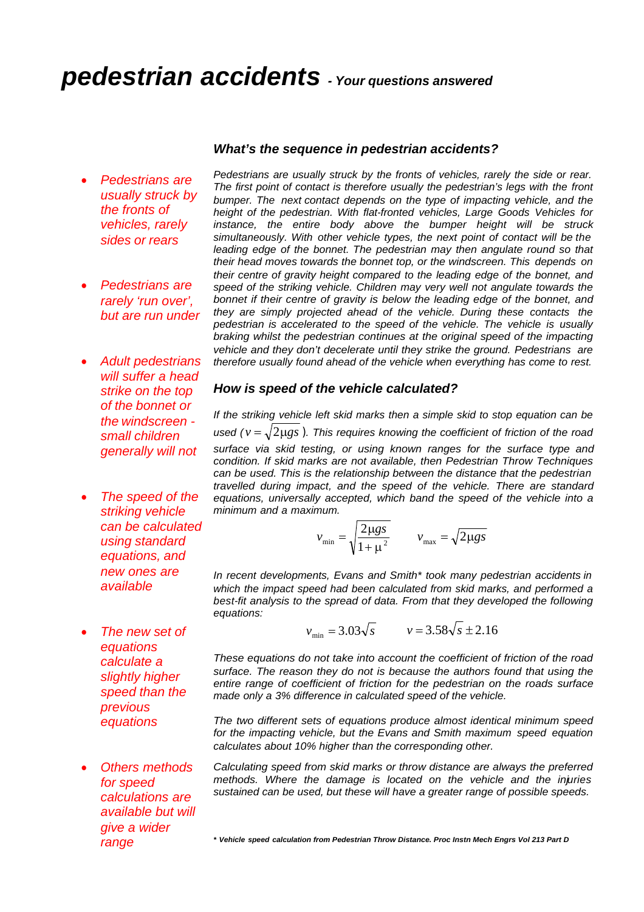# *pedestrian accidents* *- Your questions answered*

- *Pedestrians are usually struck by the fronts of vehicles, rarely sides or rears*
- *Pedestrians are rarely 'run over', but are run under*
- *Adult pedestrians will suffer a head strike on the top of the bonnet or the windscreen - small children generally will not*
- *The speed of the striking vehicle can be calculated using standard equations, and new ones are available*
- *The new set of equations calculate a slightly higher speed than the previous equations*
- *Others methods for speed calculations are available but will give a wider range*

### *What's the sequence in pedestrian accidents?*

*Pedestrians are usually struck by the fronts of vehicles, rarely the side or rear. The first point of contact is therefore usually the pedestrian's legs with the front bumper. The next contact depends on the type of impacting vehicle, and the height of the pedestrian. With flat-fronted vehicles, Large Goods Vehicles for instance, the entire body above the bumper height will be struck simultaneously. With other vehicle types, the next point of contact will be the leading edge of the bonnet. The pedestrian may then angulate round so that their head moves towards the bonnet top, or the windscreen. This depends on their centre of gravity height compared to the leading edge of the bonnet, and speed of the striking vehicle. Children may very well not angulate towards the bonnet if their centre of gravity is below the leading edge of the bonnet, and they are simply projected ahead of the vehicle. During these contacts the pedestrian is accelerated to the speed of the vehicle. The vehicle is usually braking whilst the pedestrian continues at the original speed of the impacting vehicle and they don't decelerate until they strike the ground. Pedestrians are therefore usually found ahead of the vehicle when everything has come to rest.*

### *How is speed of the vehicle calculated?*

*If the striking vehicle left skid marks then a simple skid to stop equation can be used ($v = \sqrt{2\mu g s}$). This requires knowing the coefficient of friction of the road surface via skid testing, or using known ranges for the surface type and condition. If skid marks are not available, then Pedestrian Throw Techniques can be used. This is the relationship between the distance that the pedestrian travelled during impact, and the speed of the vehicle. There are standard equations, universally accepted, which band the speed of the vehicle into a minimum and a maximum.*

$$v_{\min} = \sqrt{\frac{2\mu g s}{1+\mu^2}} \qquad v_{\max} = \sqrt{2\mu g s}$$

*In recent developments, Evans and Smith\* took many pedestrian accidents in which the impact speed had been calculated from skid marks, and performed a best-fit analysis to the spread of data. From that they developed the following equations:*

$$v_{\min} = 3.03\sqrt{s} \qquad v = 3.58\sqrt{s} \pm 2.16$$

*These equations do not take into account the coefficient of friction of the road surface. The reason they do not is because the authors found that using the entire range of coefficient of friction for the pedestrian on the roads surface made only a 3% difference in calculated speed of the vehicle.*

*The two different sets of equations produce almost identical minimum speed for the impacting vehicle, but the Evans and Smith maximum speed equation calculates about 10% higher than the corresponding other.*

*Calculating speed from skid marks or throw distance are always the preferred methods. Where the damage is located on the vehicle and the injuries sustained can be used, but these will have a greater range of possible speeds.*

***\* Vehicle speed calculation from Pedestrian Throw Distance. Proc Instn Mech Engrs Vol 213 Part D***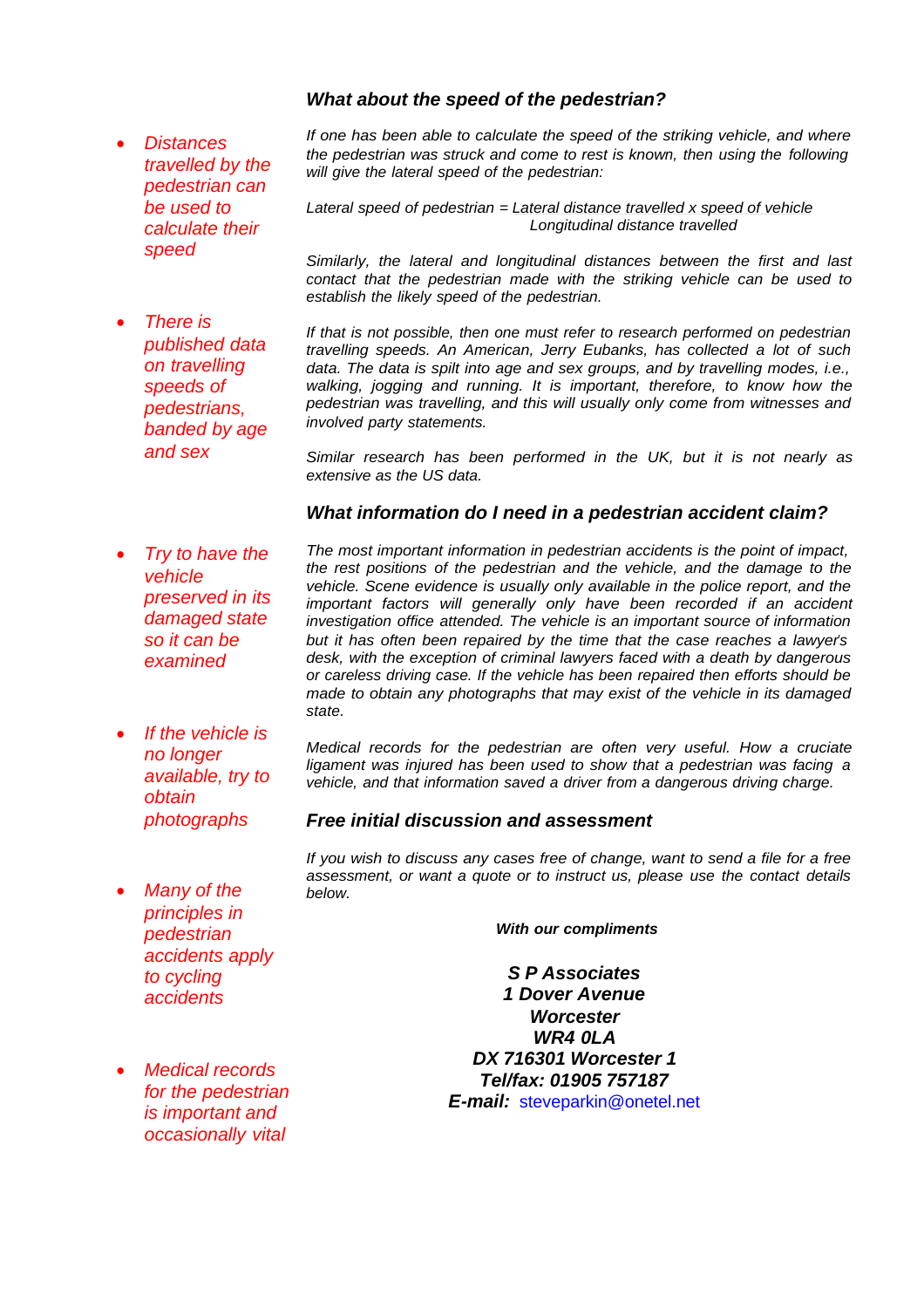### *What about the speed of the pedestrian?*

- *Distances travelled by the pedestrian can be used to calculate their speed*

*If one has been able to calculate the speed of the striking vehicle, and where the pedestrian was struck and come to rest is known, then using the following will give the lateral speed of the pedestrian:*

$$\text{Lateral speed of pedestrian} = \frac{\text{Lateral distance travelled} \times \text{speed of vehicle}}{\text{Longitudinal distance travelled}}$$

*Similarly, the lateral and longitudinal distances between the first and last contact that the pedestrian made with the striking vehicle can be used to establish the likely speed of the pedestrian.*

- *There is published data on travelling speeds of pedestrians, banded by age and sex*

*If that is not possible, then one must refer to research performed on pedestrian travelling speeds. An American, Jerry Eubanks, has collected a lot of such data. The data is spilt into age and sex groups, and by travelling modes, i.e., walking, jogging and running. It is important, therefore, to know how the pedestrian was travelling, and this will usually only come from witnesses and involved party statements.*

*Similar research has been performed in the UK, but it is not nearly as extensive as the US data.*

### *What information do I need in a pedestrian accident claim?*

- *Try to have the vehicle preserved in its damaged state so it can be examined*

*The most important information in pedestrian accidents is the point of impact, the rest positions of the pedestrian and the vehicle, and the damage to the vehicle. Scene evidence is usually only available in the police report, and the important factors will generally only have been recorded if an accident investigation office attended. The vehicle is an important source of information but it has often been repaired by the time that the case reaches a lawyer's desk, with the exception of criminal lawyers faced with a death by dangerous or careless driving case. If the vehicle has been repaired then efforts should be made to obtain any photographs that may exist of the vehicle in its damaged state.*

- *If the vehicle is no longer available, try to obtain photographs*

*Medical records for the pedestrian are often very useful. How a cruciate ligament was injured has been used to show that a pedestrian was facing a vehicle, and that information saved a driver from a dangerous driving charge.*

### *Free initial discussion and assessment*

- *Many of the principles in pedestrian accidents apply to cycling accidents*

*If you wish to discuss any cases free of change, want to send a file for a free assessment, or want a quote or to instruct us, please use the contact details below.*

- *Medical records for the pedestrian is important and occasionally vital*

***With our compliments***

***S P Associates***
***1 Dover Avenue***
***Worcester***
***WR4 0LA***
***DX 716301 Worcester 1***
***Tel/fax: 01905 757187***
***E-mail:*** steveparkin@onetel.net